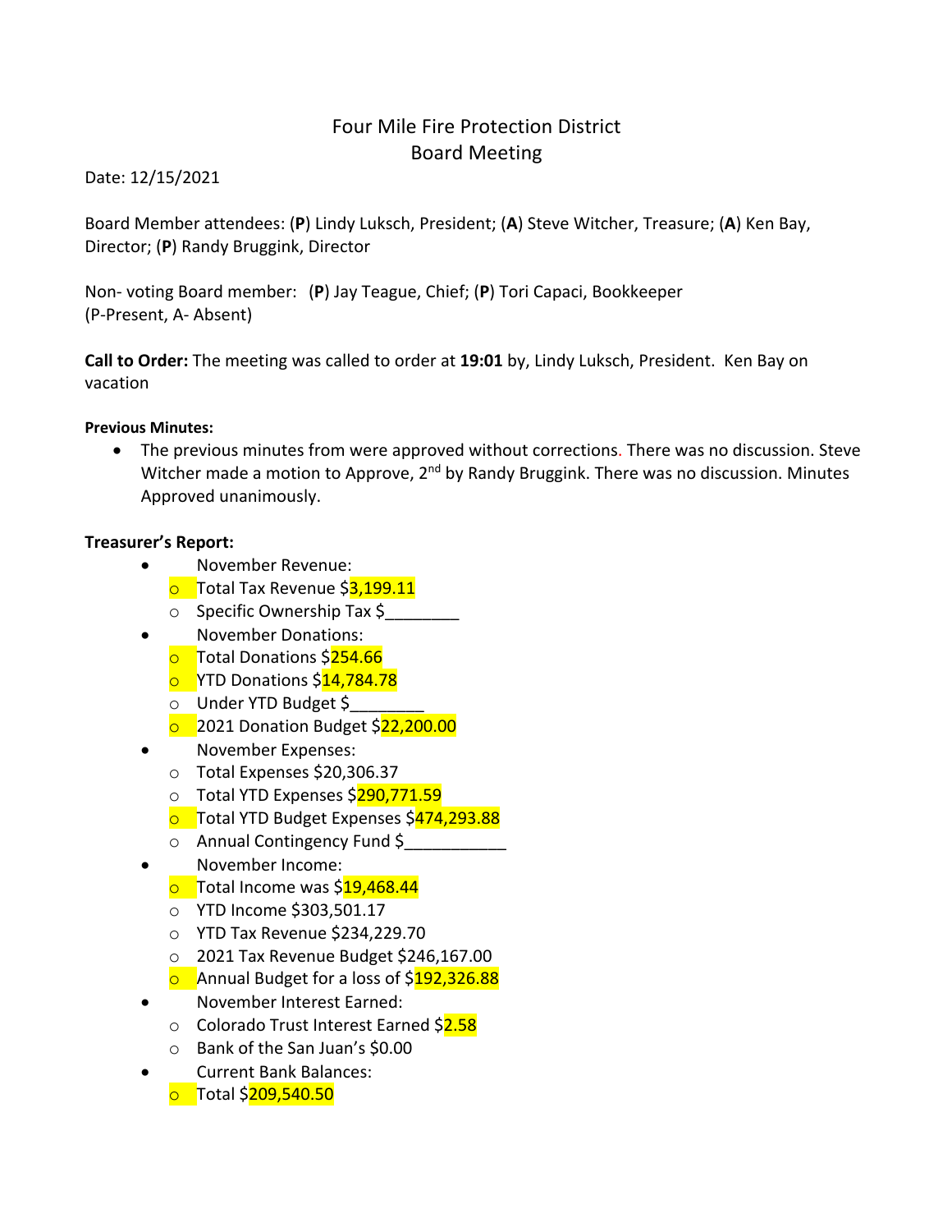# Four Mile Fire Protection District
## Board Meeting

Date: 12/15/2021

Board Member attendees: (**P**) Lindy Luksch, President; (**A**) Steve Witcher, Treasure; (**A**) Ken Bay, Director; (**P**) Randy Bruggink, Director

Non- voting Board member: (**P**) Jay Teague, Chief; (**P**) Tori Capaci, Bookkeeper
(P-Present, A- Absent)

**Call to Order:** The meeting was called to order at **19:01** by, Lindy Luksch, President. Ken Bay on vacation

**Previous Minutes:**

- The previous minutes from were approved without corrections. There was no discussion. Steve Witcher made a motion to Approve, 2nd by Randy Bruggink. There was no discussion. Minutes Approved unanimously.

**Treasurer's Report:**

- November Revenue:
  - Total Tax Revenue $3,199.11
  - Specific Ownership Tax $________
- November Donations:
  - Total Donations $254.66
  - YTD Donations $14,784.78
  - Under YTD Budget $________
  - 2021 Donation Budget $22,200.00
- November Expenses:
  - Total Expenses $20,306.37
  - Total YTD Expenses $290,771.59
  - Total YTD Budget Expenses $474,293.88
  - Annual Contingency Fund $___________
- November Income:
  - Total Income was $19,468.44
  - YTD Income $303,501.17
  - YTD Tax Revenue $234,229.70
  - 2021 Tax Revenue Budget $246,167.00
  - Annual Budget for a loss of $192,326.88
- November Interest Earned:
  - Colorado Trust Interest Earned $2.58
  - Bank of the San Juan's $0.00
- Current Bank Balances:
  - Total $209,540.50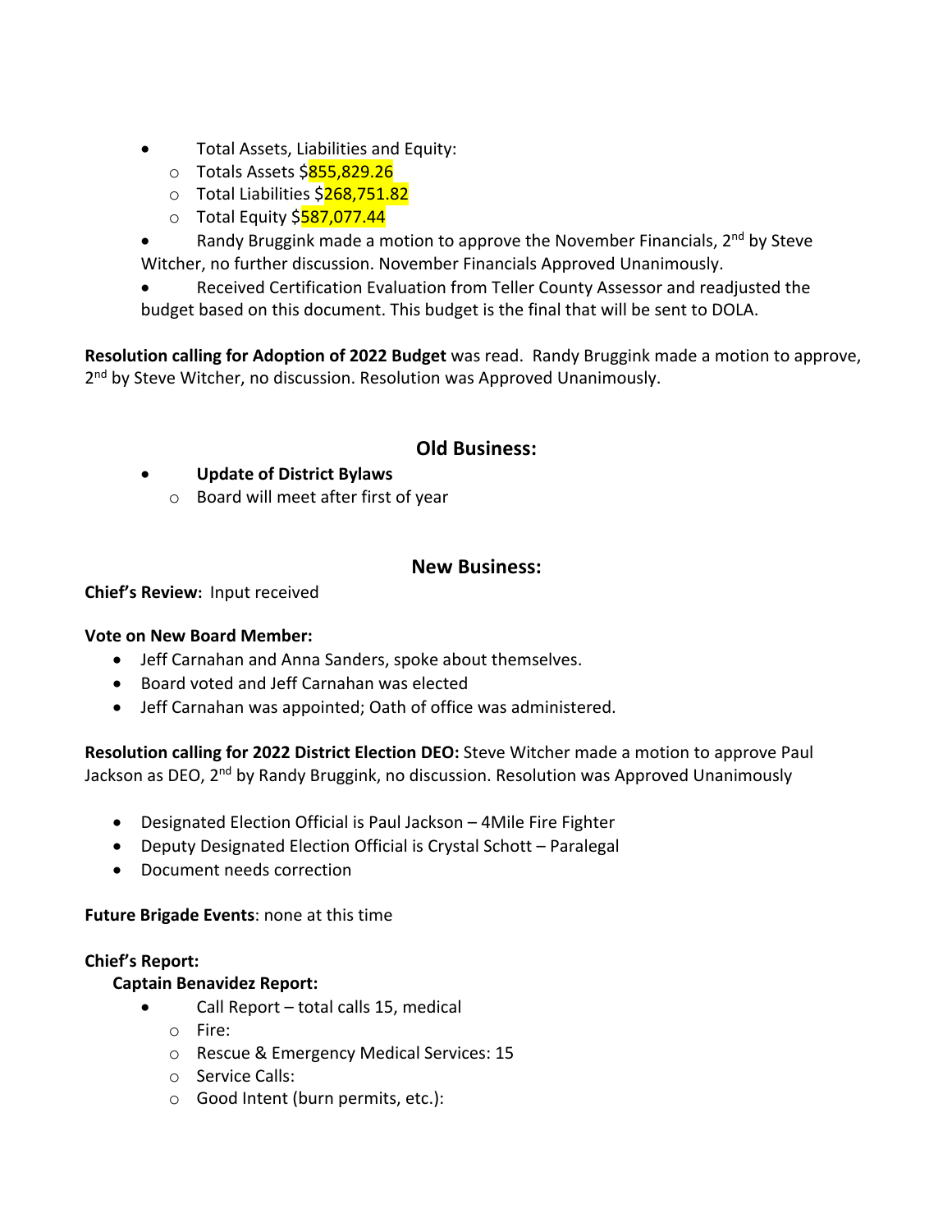- Total Assets, Liabilities and Equity:
  - Totals Assets $855,829.26
  - Total Liabilities $268,751.82
  - Total Equity $587,077.44
- Randy Bruggink made a motion to approve the November Financials, 2nd by Steve Witcher, no further discussion. November Financials Approved Unanimously.
- Received Certification Evaluation from Teller County Assessor and readjusted the budget based on this document. This budget is the final that will be sent to DOLA.

**Resolution calling for Adoption of 2022 Budget** was read. Randy Bruggink made a motion to approve, 2nd by Steve Witcher, no discussion. Resolution was Approved Unanimously.

## Old Business:

- **Update of District Bylaws**
  - Board will meet after first of year

## New Business:

**Chief's Review:** Input received

**Vote on New Board Member:**

- Jeff Carnahan and Anna Sanders, spoke about themselves.
- Board voted and Jeff Carnahan was elected
- Jeff Carnahan was appointed; Oath of office was administered.

**Resolution calling for 2022 District Election DEO:** Steve Witcher made a motion to approve Paul Jackson as DEO, 2nd by Randy Bruggink, no discussion. Resolution was Approved Unanimously

- Designated Election Official is Paul Jackson – 4Mile Fire Fighter
- Deputy Designated Election Official is Crystal Schott – Paralegal
- Document needs correction

**Future Brigade Events**: none at this time

**Chief's Report:**

**Captain Benavidez Report:**

- Call Report – total calls 15, medical
  - Fire:
  - Rescue & Emergency Medical Services: 15
  - Service Calls:
  - Good Intent (burn permits, etc.):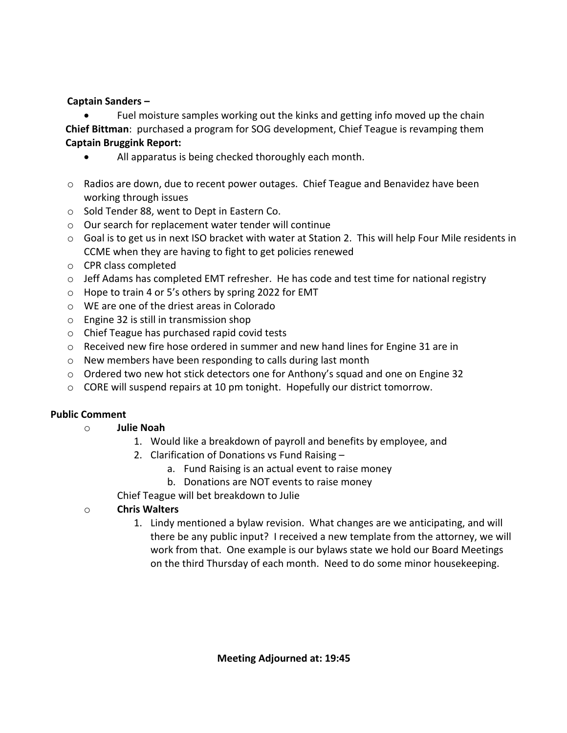**Captain Sanders –**

- Fuel moisture samples working out the kinks and getting info moved up the chain

**Chief Bittman**: purchased a program for SOG development, Chief Teague is revamping them

**Captain Bruggink Report:**

- All apparatus is being checked thoroughly each month.

- Radios are down, due to recent power outages. Chief Teague and Benavidez have been working through issues
- Sold Tender 88, went to Dept in Eastern Co.
- Our search for replacement water tender will continue
- Goal is to get us in next ISO bracket with water at Station 2. This will help Four Mile residents in CCME when they are having to fight to get policies renewed
- CPR class completed
- Jeff Adams has completed EMT refresher. He has code and test time for national registry
- Hope to train 4 or 5's others by spring 2022 for EMT
- WE are one of the driest areas in Colorado
- Engine 32 is still in transmission shop
- Chief Teague has purchased rapid covid tests
- Received new fire hose ordered in summer and new hand lines for Engine 31 are in
- New members have been responding to calls during last month
- Ordered two new hot stick detectors one for Anthony's squad and one on Engine 32
- CORE will suspend repairs at 10 pm tonight. Hopefully our district tomorrow.

**Public Comment**

- **Julie Noah**
  1. Would like a breakdown of payroll and benefits by employee, and
  2. Clarification of Donations vs Fund Raising –
     a. Fund Raising is an actual event to raise money
     b. Donations are NOT events to raise money

  Chief Teague will bet breakdown to Julie

- **Chris Walters**
  1. Lindy mentioned a bylaw revision. What changes are we anticipating, and will there be any public input? I received a new template from the attorney, we will work from that. One example is our bylaws state we hold our Board Meetings on the third Thursday of each month. Need to do some minor housekeeping.

**Meeting Adjourned at: 19:45**